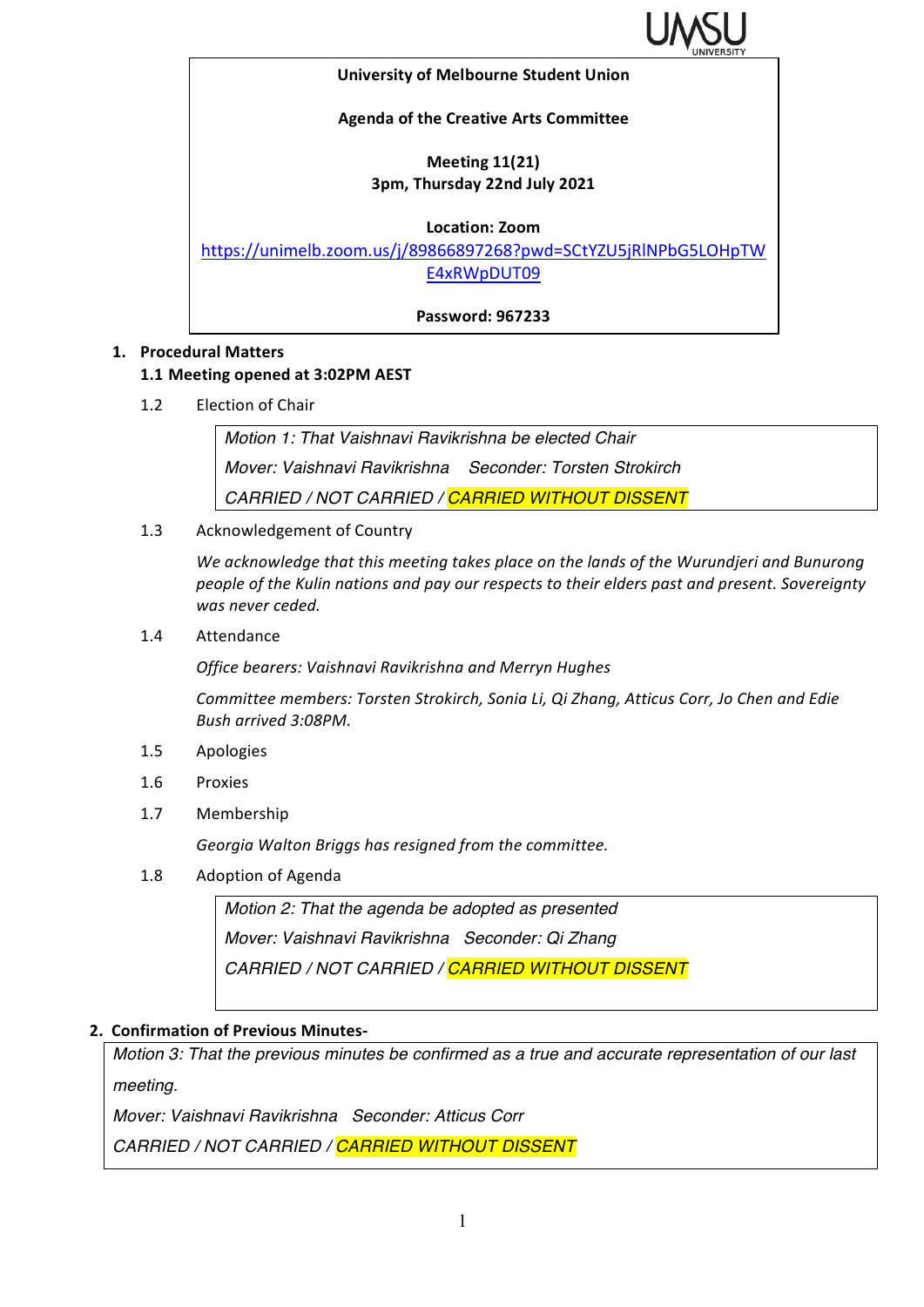**University of Melbourne Student Union**

**Agenda of the Creative Arts Committee**

**Meeting 11(21)**
**3pm, Thursday 22nd July 2021**

**Location: Zoom**
https://unimelb.zoom.us/j/89866897268?pwd=SCtYZU5jRlNPbG5LOHpTWE4xRWpDUT09

**Password: 967233**

## 1. Procedural Matters

### 1.1 Meeting opened at 3:02PM AEST

1.2 Election of Chair

> *Motion 1: That Vaishnavi Ravikrishna be elected Chair*
> *Mover: Vaishnavi Ravikrishna Seconder: Torsten Strokirch*
> *CARRIED / NOT CARRIED / CARRIED WITHOUT DISSENT*

1.3 Acknowledgement of Country

*We acknowledge that this meeting takes place on the lands of the Wurundjeri and Bunurong people of the Kulin nations and pay our respects to their elders past and present. Sovereignty was never ceded.*

1.4 Attendance

*Office bearers: Vaishnavi Ravikrishna and Merryn Hughes*

*Committee members: Torsten Strokirch, Sonia Li, Qi Zhang, Atticus Corr, Jo Chen and Edie Bush arrived 3:08PM.*

1.5 Apologies

1.6 Proxies

1.7 Membership

*Georgia Walton Briggs has resigned from the committee.*

1.8 Adoption of Agenda

> *Motion 2: That the agenda be adopted as presented*
> *Mover: Vaishnavi Ravikrishna Seconder: Qi Zhang*
> *CARRIED / NOT CARRIED / CARRIED WITHOUT DISSENT*

## 2. Confirmation of Previous Minutes-

> *Motion 3: That the previous minutes be confirmed as a true and accurate representation of our last meeting.*
> *Mover: Vaishnavi Ravikrishna Seconder: Atticus Corr*
> *CARRIED / NOT CARRIED / CARRIED WITHOUT DISSENT*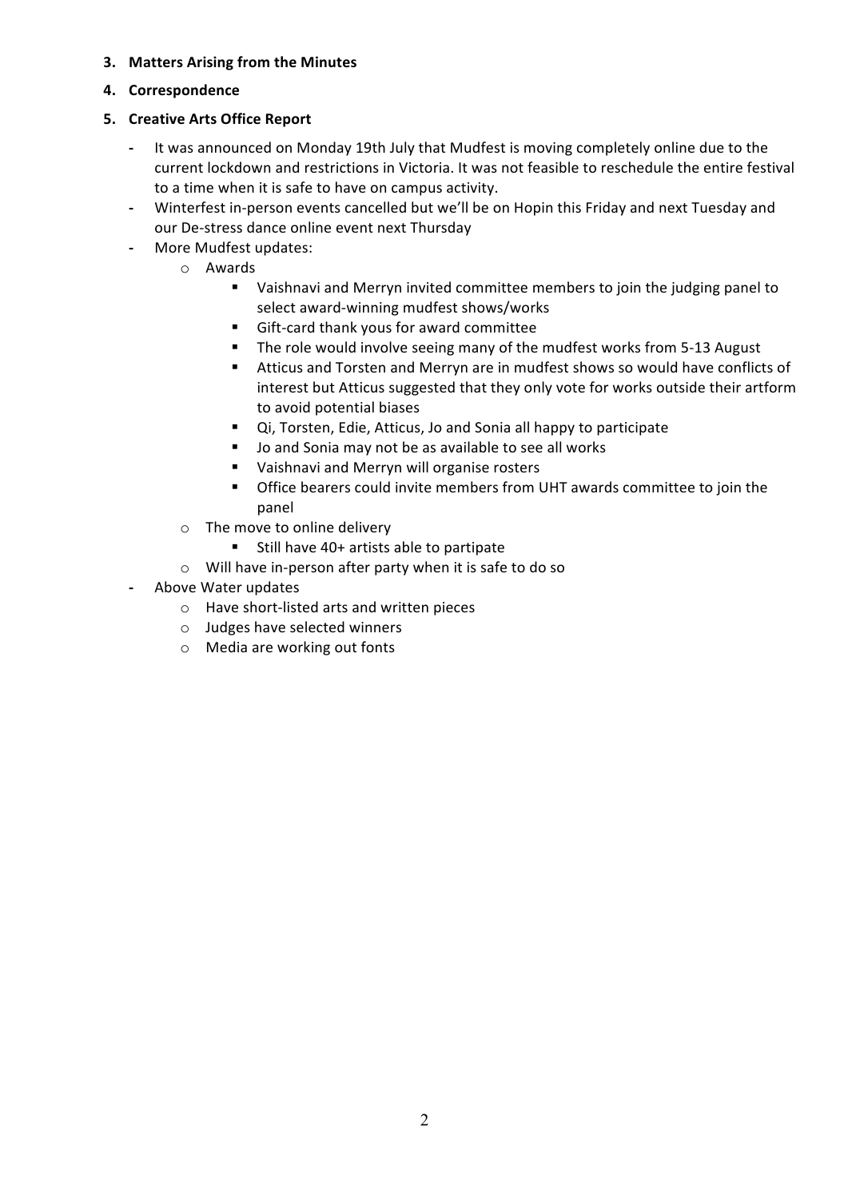3. **Matters Arising from the Minutes**

4. **Correspondence**

5. **Creative Arts Office Report**

- It was announced on Monday 19th July that Mudfest is moving completely online due to the current lockdown and restrictions in Victoria. It was not feasible to reschedule the entire festival to a time when it is safe to have on campus activity.
- Winterfest in-person events cancelled but we'll be on Hopin this Friday and next Tuesday and our De-stress dance online event next Thursday
- More Mudfest updates:
  - Awards
    - Vaishnavi and Merryn invited committee members to join the judging panel to select award-winning mudfest shows/works
    - Gift-card thank yous for award committee
    - The role would involve seeing many of the mudfest works from 5-13 August
    - Atticus and Torsten and Merryn are in mudfest shows so would have conflicts of interest but Atticus suggested that they only vote for works outside their artform to avoid potential biases
    - Qi, Torsten, Edie, Atticus, Jo and Sonia all happy to participate
    - Jo and Sonia may not be as available to see all works
    - Vaishnavi and Merryn will organise rosters
    - Office bearers could invite members from UHT awards committee to join the panel
  - The move to online delivery
    - Still have 40+ artists able to partipate
  - Will have in-person after party when it is safe to do so
- Above Water updates
  - Have short-listed arts and written pieces
  - Judges have selected winners
  - Media are working out fonts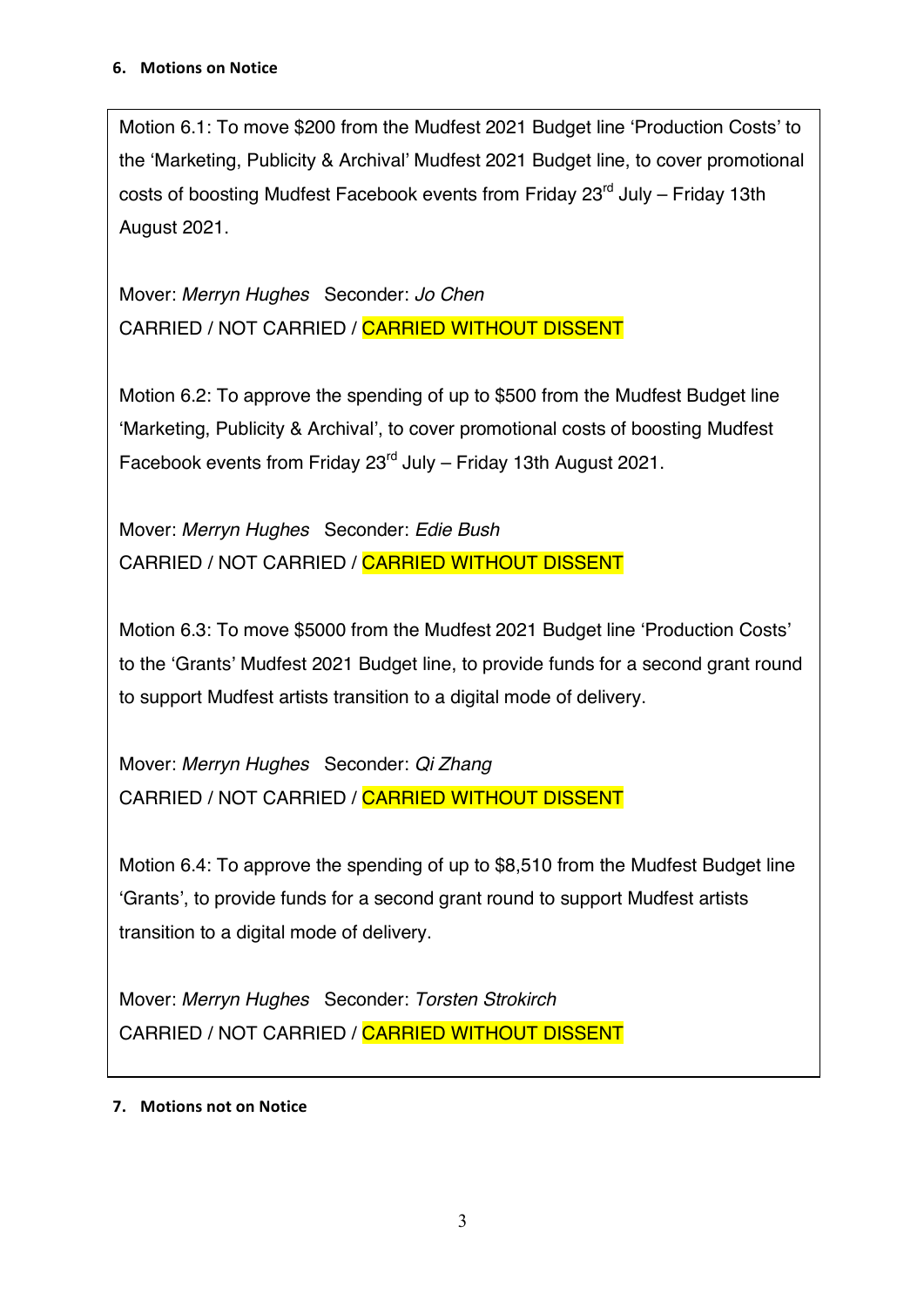## 6. Motions on Notice

Motion 6.1: To move $200 from the Mudfest 2021 Budget line 'Production Costs' to the 'Marketing, Publicity & Archival' Mudfest 2021 Budget line, to cover promotional costs of boosting Mudfest Facebook events from Friday 23rd July – Friday 13th August 2021.

Mover: *Merryn Hughes* Seconder: *Jo Chen*
CARRIED / NOT CARRIED / CARRIED WITHOUT DISSENT

Motion 6.2: To approve the spending of up to $500 from the Mudfest Budget line 'Marketing, Publicity & Archival', to cover promotional costs of boosting Mudfest Facebook events from Friday 23rd July – Friday 13th August 2021.

Mover: *Merryn Hughes* Seconder: *Edie Bush*
CARRIED / NOT CARRIED / CARRIED WITHOUT DISSENT

Motion 6.3: To move $5000 from the Mudfest 2021 Budget line 'Production Costs' to the 'Grants' Mudfest 2021 Budget line, to provide funds for a second grant round to support Mudfest artists transition to a digital mode of delivery.

Mover: *Merryn Hughes* Seconder: *Qi Zhang*
CARRIED / NOT CARRIED / CARRIED WITHOUT DISSENT

Motion 6.4: To approve the spending of up to $8,510 from the Mudfest Budget line 'Grants', to provide funds for a second grant round to support Mudfest artists transition to a digital mode of delivery.

Mover: *Merryn Hughes* Seconder: *Torsten Strokirch*
CARRIED / NOT CARRIED / CARRIED WITHOUT DISSENT

## 7. Motions not on Notice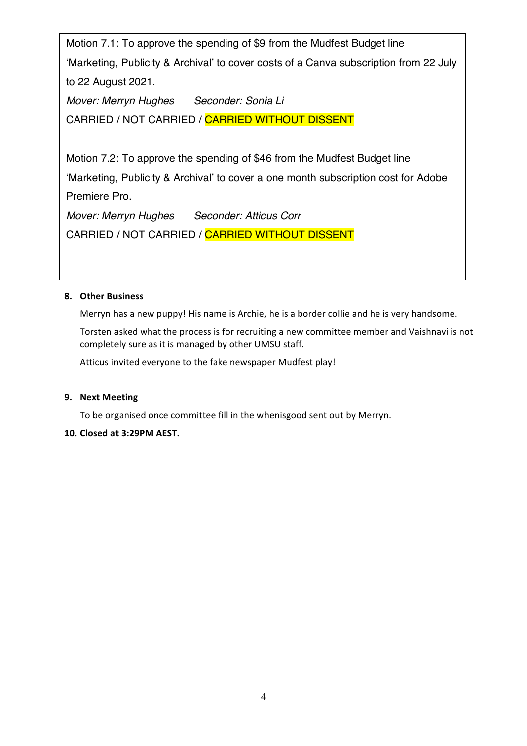Motion 7.1: To approve the spending of $9 from the Mudfest Budget line 'Marketing, Publicity & Archival' to cover costs of a Canva subscription from 22 July to 22 August 2021.

*Mover: Merryn Hughes* *Seconder: Sonia Li*

CARRIED / NOT CARRIED / CARRIED WITHOUT DISSENT

Motion 7.2: To approve the spending of $46 from the Mudfest Budget line 'Marketing, Publicity & Archival' to cover a one month subscription cost for Adobe Premiere Pro.

*Mover: Merryn Hughes* *Seconder: Atticus Corr*

CARRIED / NOT CARRIED / CARRIED WITHOUT DISSENT

**8. Other Business**

Merryn has a new puppy! His name is Archie, he is a border collie and he is very handsome.

Torsten asked what the process is for recruiting a new committee member and Vaishnavi is not completely sure as it is managed by other UMSU staff.

Atticus invited everyone to the fake newspaper Mudfest play!

**9. Next Meeting**

To be organised once committee fill in the whenisgood sent out by Merryn.

**10. Closed at 3:29PM AEST.**